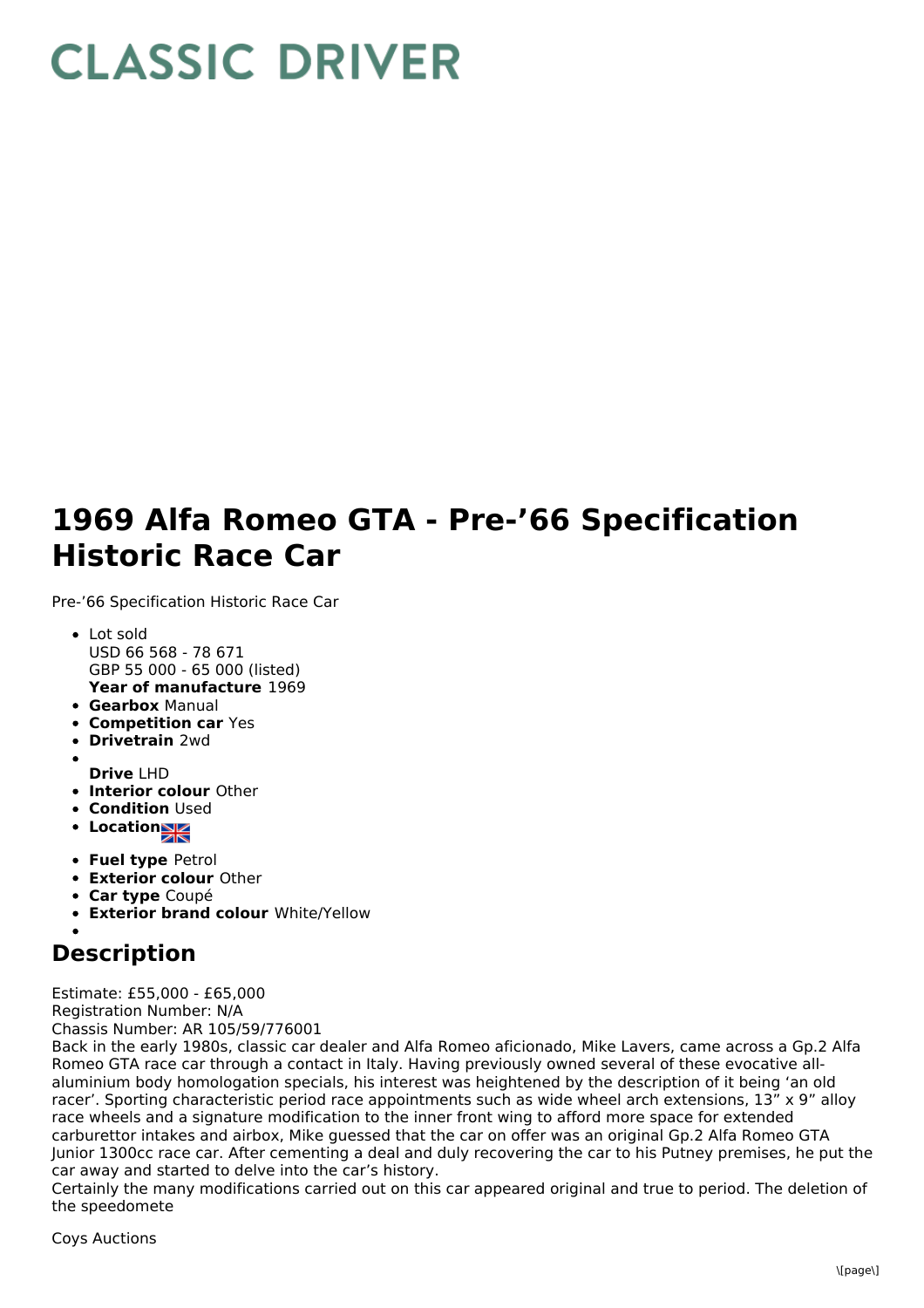# CLASSIC DRIVER

# 1969 Alfa Romeo GTA - Pre-'66 Specification Historic Race Car

Pre-'66 Specification Historic Race Car

- Lot sold
  USD 66 568 - 78 671
  GBP 55 000 - 65 000 (listed)
  **Year of manufacture** 1969
- **Gearbox** Manual
- **Competition car** Yes
- **Drivetrain** 2wd
- **Drive** LHD
- **Interior colour** Other
- **Condition** Used
- **Location**
- **Fuel type** Petrol
- **Exterior colour** Other
- **Car type** Coupé
- **Exterior brand colour** White/Yellow

## Description

Estimate: £55,000 - £65,000
Registration Number: N/A
Chassis Number: AR 105/59/776001
Back in the early 1980s, classic car dealer and Alfa Romeo aficionado, Mike Lavers, came across a Gp.2 Alfa Romeo GTA race car through a contact in Italy. Having previously owned several of these evocative all-aluminium body homologation specials, his interest was heightened by the description of it being 'an old racer'. Sporting characteristic period race appointments such as wide wheel arch extensions, 13" x 9" alloy race wheels and a signature modification to the inner front wing to afford more space for extended carburettor intakes and airbox, Mike guessed that the car on offer was an original Gp.2 Alfa Romeo GTA Junior 1300cc race car. After cementing a deal and duly recovering the car to his Putney premises, he put the car away and started to delve into the car's history.
Certainly the many modifications carried out on this car appeared original and true to period. The deletion of the speedomete

Coys Auctions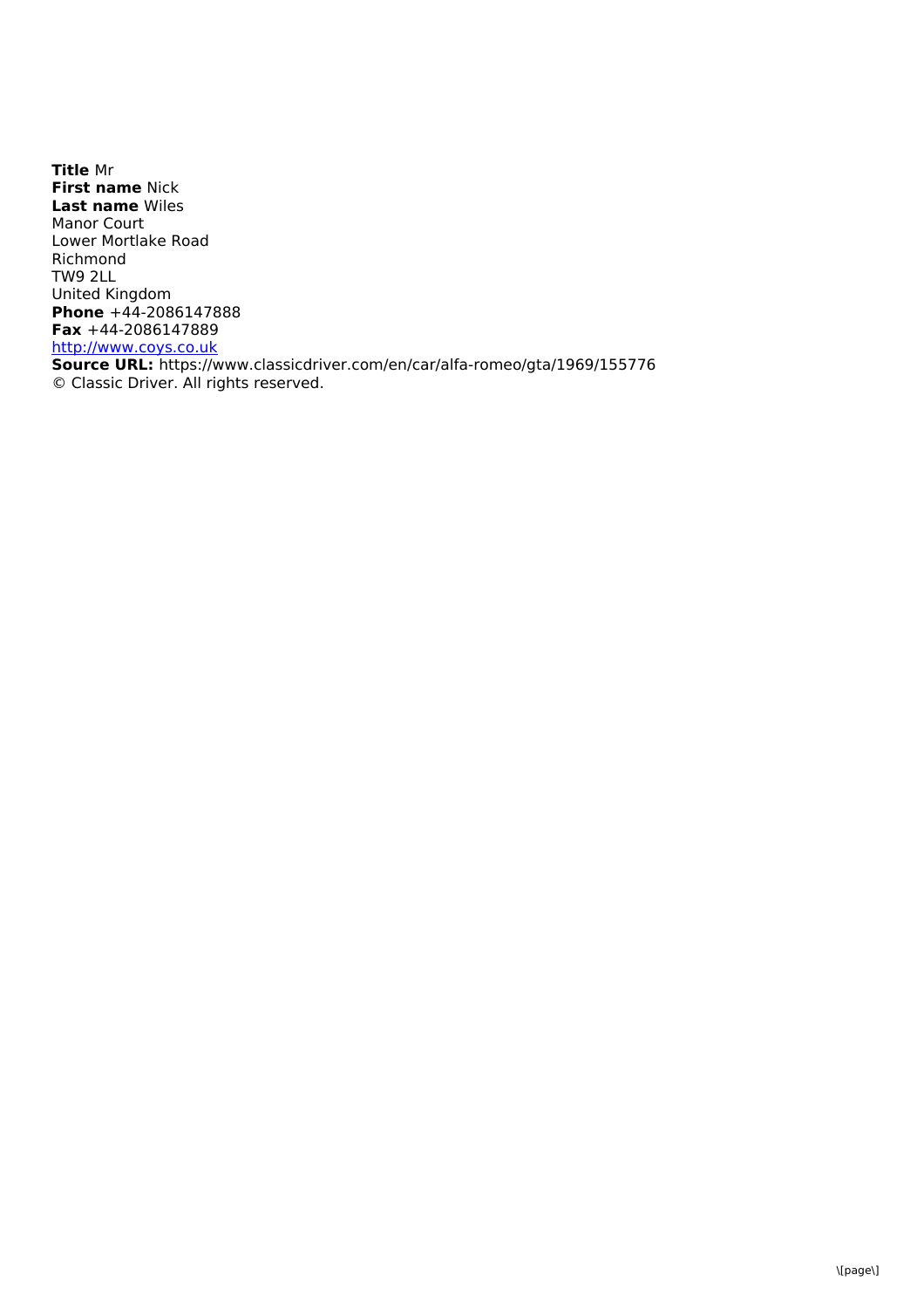**Title** Mr
**First name** Nick
**Last name** Wiles
Manor Court
Lower Mortlake Road
Richmond
TW9 2LL
United Kingdom
**Phone** +44-2086147888
**Fax** +44-2086147889
[http://www.coys.co.uk](http://www.coys.co.uk)
**Source URL:** https://www.classicdriver.com/en/car/alfa-romeo/gta/1969/155776
© Classic Driver. All rights reserved.